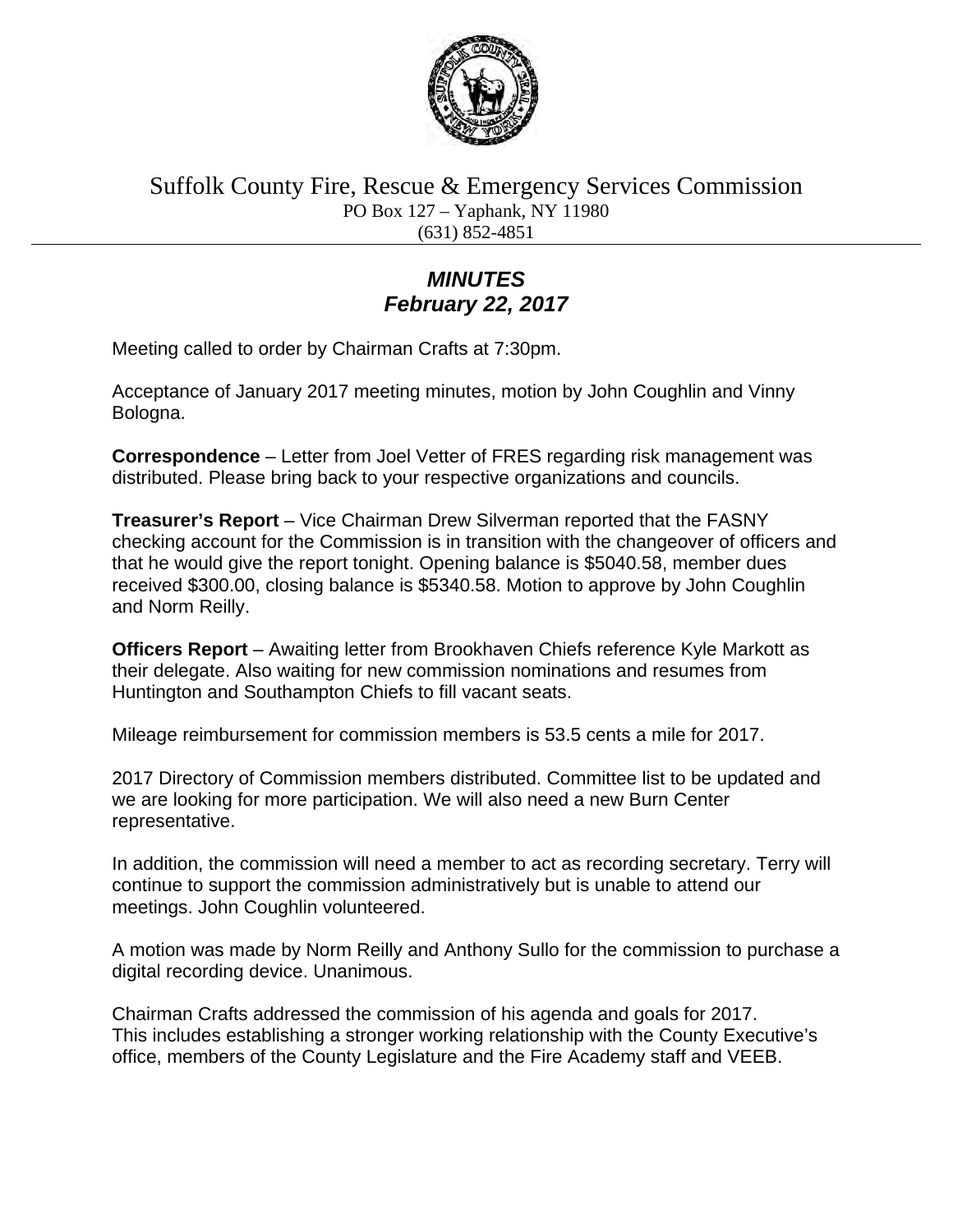# Suffolk County Fire, Rescue & Emergency Services Commission

PO Box 127 – Yaphank, NY 11980
(631) 852-4851

## *MINUTES*
## *February 22, 2017*

Meeting called to order by Chairman Crafts at 7:30pm.

Acceptance of January 2017 meeting minutes, motion by John Coughlin and Vinny Bologna.

**Correspondence** – Letter from Joel Vetter of FRES regarding risk management was distributed. Please bring back to your respective organizations and councils.

**Treasurer's Report** – Vice Chairman Drew Silverman reported that the FASNY checking account for the Commission is in transition with the changeover of officers and that he would give the report tonight. Opening balance is $5040.58, member dues received $300.00, closing balance is $5340.58. Motion to approve by John Coughlin and Norm Reilly.

**Officers Report** – Awaiting letter from Brookhaven Chiefs reference Kyle Markott as their delegate. Also waiting for new commission nominations and resumes from Huntington and Southampton Chiefs to fill vacant seats.

Mileage reimbursement for commission members is 53.5 cents a mile for 2017.

2017 Directory of Commission members distributed. Committee list to be updated and we are looking for more participation. We will also need a new Burn Center representative.

In addition, the commission will need a member to act as recording secretary. Terry will continue to support the commission administratively but is unable to attend our meetings. John Coughlin volunteered.

A motion was made by Norm Reilly and Anthony Sullo for the commission to purchase a digital recording device. Unanimous.

Chairman Crafts addressed the commission of his agenda and goals for 2017.
This includes establishing a stronger working relationship with the County Executive's office, members of the County Legislature and the Fire Academy staff and VEEB.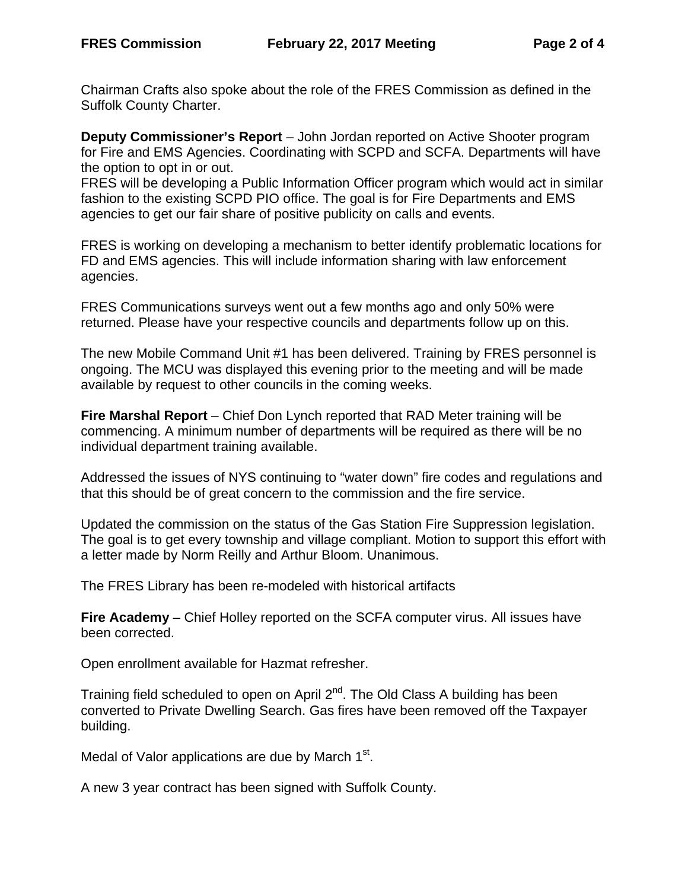Chairman Crafts also spoke about the role of the FRES Commission as defined in the Suffolk County Charter.

**Deputy Commissioner's Report** – John Jordan reported on Active Shooter program for Fire and EMS Agencies. Coordinating with SCPD and SCFA. Departments will have the option to opt in or out.
FRES will be developing a Public Information Officer program which would act in similar fashion to the existing SCPD PIO office. The goal is for Fire Departments and EMS agencies to get our fair share of positive publicity on calls and events.

FRES is working on developing a mechanism to better identify problematic locations for FD and EMS agencies. This will include information sharing with law enforcement agencies.

FRES Communications surveys went out a few months ago and only 50% were returned. Please have your respective councils and departments follow up on this.

The new Mobile Command Unit #1 has been delivered. Training by FRES personnel is ongoing. The MCU was displayed this evening prior to the meeting and will be made available by request to other councils in the coming weeks.

**Fire Marshal Report** – Chief Don Lynch reported that RAD Meter training will be commencing. A minimum number of departments will be required as there will be no individual department training available.

Addressed the issues of NYS continuing to "water down" fire codes and regulations and that this should be of great concern to the commission and the fire service.

Updated the commission on the status of the Gas Station Fire Suppression legislation. The goal is to get every township and village compliant. Motion to support this effort with a letter made by Norm Reilly and Arthur Bloom. Unanimous.

The FRES Library has been re-modeled with historical artifacts

**Fire Academy** – Chief Holley reported on the SCFA computer virus. All issues have been corrected.

Open enrollment available for Hazmat refresher.

Training field scheduled to open on April 2nd. The Old Class A building has been converted to Private Dwelling Search. Gas fires have been removed off the Taxpayer building.

Medal of Valor applications are due by March 1st.

A new 3 year contract has been signed with Suffolk County.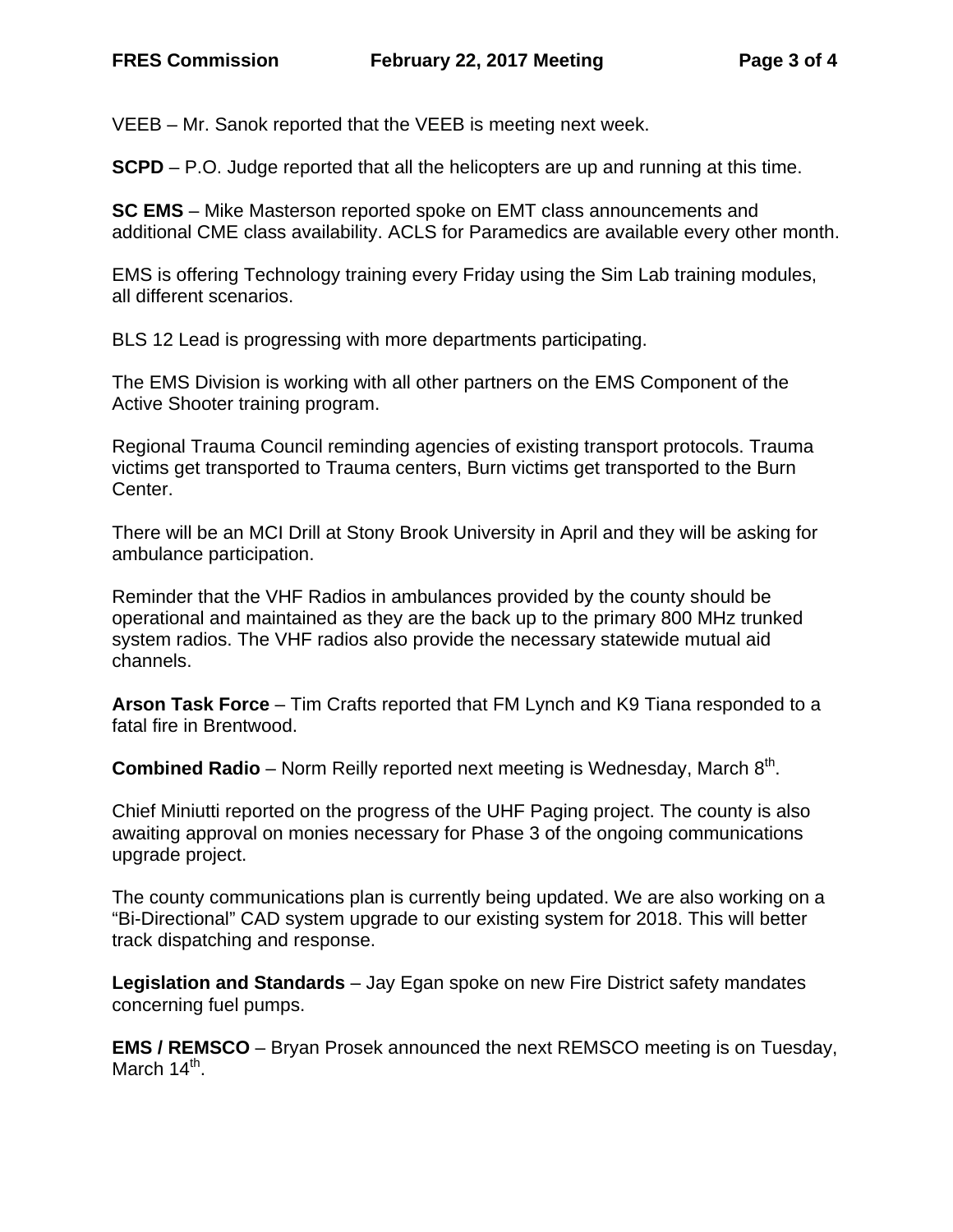VEEB – Mr. Sanok reported that the VEEB is meeting next week.

**SCPD** – P.O. Judge reported that all the helicopters are up and running at this time.

**SC EMS** – Mike Masterson reported spoke on EMT class announcements and additional CME class availability. ACLS for Paramedics are available every other month.

EMS is offering Technology training every Friday using the Sim Lab training modules, all different scenarios.

BLS 12 Lead is progressing with more departments participating.

The EMS Division is working with all other partners on the EMS Component of the Active Shooter training program.

Regional Trauma Council reminding agencies of existing transport protocols. Trauma victims get transported to Trauma centers, Burn victims get transported to the Burn Center.

There will be an MCI Drill at Stony Brook University in April and they will be asking for ambulance participation.

Reminder that the VHF Radios in ambulances provided by the county should be operational and maintained as they are the back up to the primary 800 MHz trunked system radios. The VHF radios also provide the necessary statewide mutual aid channels.

**Arson Task Force** – Tim Crafts reported that FM Lynch and K9 Tiana responded to a fatal fire in Brentwood.

**Combined Radio** – Norm Reilly reported next meeting is Wednesday, March 8th.

Chief Miniutti reported on the progress of the UHF Paging project. The county is also awaiting approval on monies necessary for Phase 3 of the ongoing communications upgrade project.

The county communications plan is currently being updated. We are also working on a “Bi-Directional” CAD system upgrade to our existing system for 2018. This will better track dispatching and response.

**Legislation and Standards** – Jay Egan spoke on new Fire District safety mandates concerning fuel pumps.

**EMS / REMSCO** – Bryan Prosek announced the next REMSCO meeting is on Tuesday, March 14th.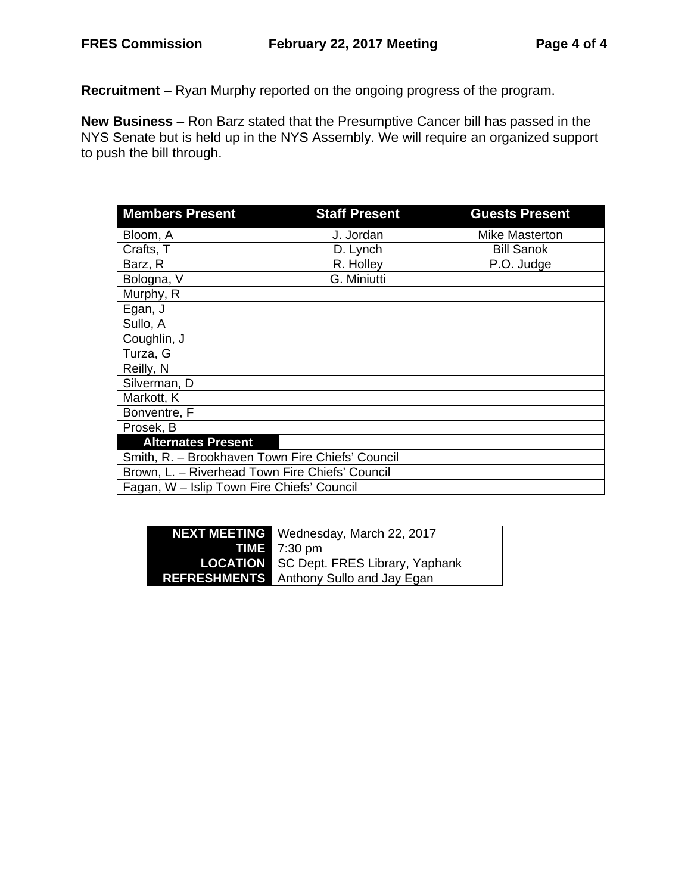**Recruitment** – Ryan Murphy reported on the ongoing progress of the program.

**New Business** – Ron Barz stated that the Presumptive Cancer bill has passed in the NYS Senate but is held up in the NYS Assembly. We will require an organized support to push the bill through.

| Members Present | Staff Present | Guests Present |
|---|---|---|
| Bloom, A | J. Jordan | Mike Masterton |
| Crafts, T | D. Lynch | Bill Sanok |
| Barz, R | R. Holley | P.O. Judge |
| Bologna, V | G. Miniutti | |
| Murphy, R | | |
| Egan, J | | |
| Sullo, A | | |
| Coughlin, J | | |
| Turza, G | | |
| Reilly, N | | |
| Silverman, D | | |
| Markott, K | | |
| Bonventre, F | | |
| Prosek, B | | |
| **Alternates Present** | | |
| Smith, R. – Brookhaven Town Fire Chiefs' Council | | |
| Brown, L. – Riverhead Town Fire Chiefs' Council | | |
| Fagan, W – Islip Town Fire Chiefs' Council | | |

| | |
|---|---|
| **NEXT MEETING** | Wednesday, March 22, 2017 |
| **TIME** | 7:30 pm |
| **LOCATION** | SC Dept. FRES Library, Yaphank |
| **REFRESHMENTS** | Anthony Sullo and Jay Egan |